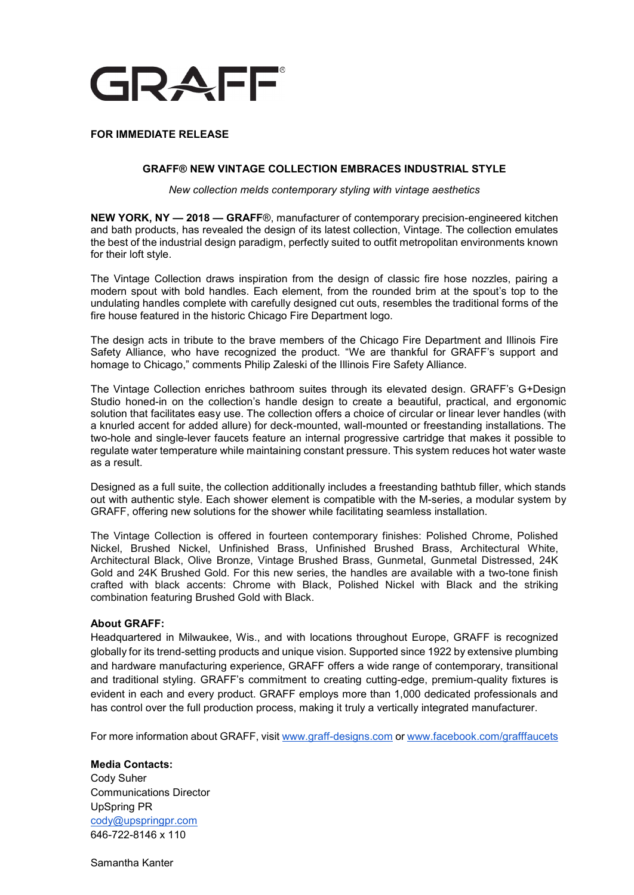GRAFF®

**FOR IMMEDIATE RELEASE**

**GRAFF® NEW VINTAGE COLLECTION EMBRACES INDUSTRIAL STYLE**

*New collection melds contemporary styling with vintage aesthetics*

**NEW YORK, NY — 2018 — GRAFF**®, manufacturer of contemporary precision-engineered kitchen and bath products, has revealed the design of its latest collection, Vintage. The collection emulates the best of the industrial design paradigm, perfectly suited to outfit metropolitan environments known for their loft style.

The Vintage Collection draws inspiration from the design of classic fire hose nozzles, pairing a modern spout with bold handles. Each element, from the rounded brim at the spout's top to the undulating handles complete with carefully designed cut outs, resembles the traditional forms of the fire house featured in the historic Chicago Fire Department logo.

The design acts in tribute to the brave members of the Chicago Fire Department and Illinois Fire Safety Alliance, who have recognized the product. "We are thankful for GRAFF's support and homage to Chicago," comments Philip Zaleski of the Illinois Fire Safety Alliance.

The Vintage Collection enriches bathroom suites through its elevated design. GRAFF's G+Design Studio honed-in on the collection's handle design to create a beautiful, practical, and ergonomic solution that facilitates easy use. The collection offers a choice of circular or linear lever handles (with a knurled accent for added allure) for deck-mounted, wall-mounted or freestanding installations. The two-hole and single-lever faucets feature an internal progressive cartridge that makes it possible to regulate water temperature while maintaining constant pressure. This system reduces hot water waste as a result.

Designed as a full suite, the collection additionally includes a freestanding bathtub filler, which stands out with authentic style. Each shower element is compatible with the M-series, a modular system by GRAFF, offering new solutions for the shower while facilitating seamless installation.

The Vintage Collection is offered in fourteen contemporary finishes: Polished Chrome, Polished Nickel, Brushed Nickel, Unfinished Brass, Unfinished Brushed Brass, Architectural White, Architectural Black, Olive Bronze, Vintage Brushed Brass, Gunmetal, Gunmetal Distressed, 24K Gold and 24K Brushed Gold. For this new series, the handles are available with a two-tone finish crafted with black accents: Chrome with Black, Polished Nickel with Black and the striking combination featuring Brushed Gold with Black.

**About GRAFF:**
Headquartered in Milwaukee, Wis., and with locations throughout Europe, GRAFF is recognized globally for its trend-setting products and unique vision. Supported since 1922 by extensive plumbing and hardware manufacturing experience, GRAFF offers a wide range of contemporary, transitional and traditional styling. GRAFF's commitment to creating cutting-edge, premium-quality fixtures is evident in each and every product. GRAFF employs more than 1,000 dedicated professionals and has control over the full production process, making it truly a vertically integrated manufacturer.

For more information about GRAFF, visit www.graff-designs.com or www.facebook.com/grafffaucets

**Media Contacts:**
Cody Suher
Communications Director
UpSpring PR
cody@upspringpr.com
646-722-8146 x 110

Samantha Kanter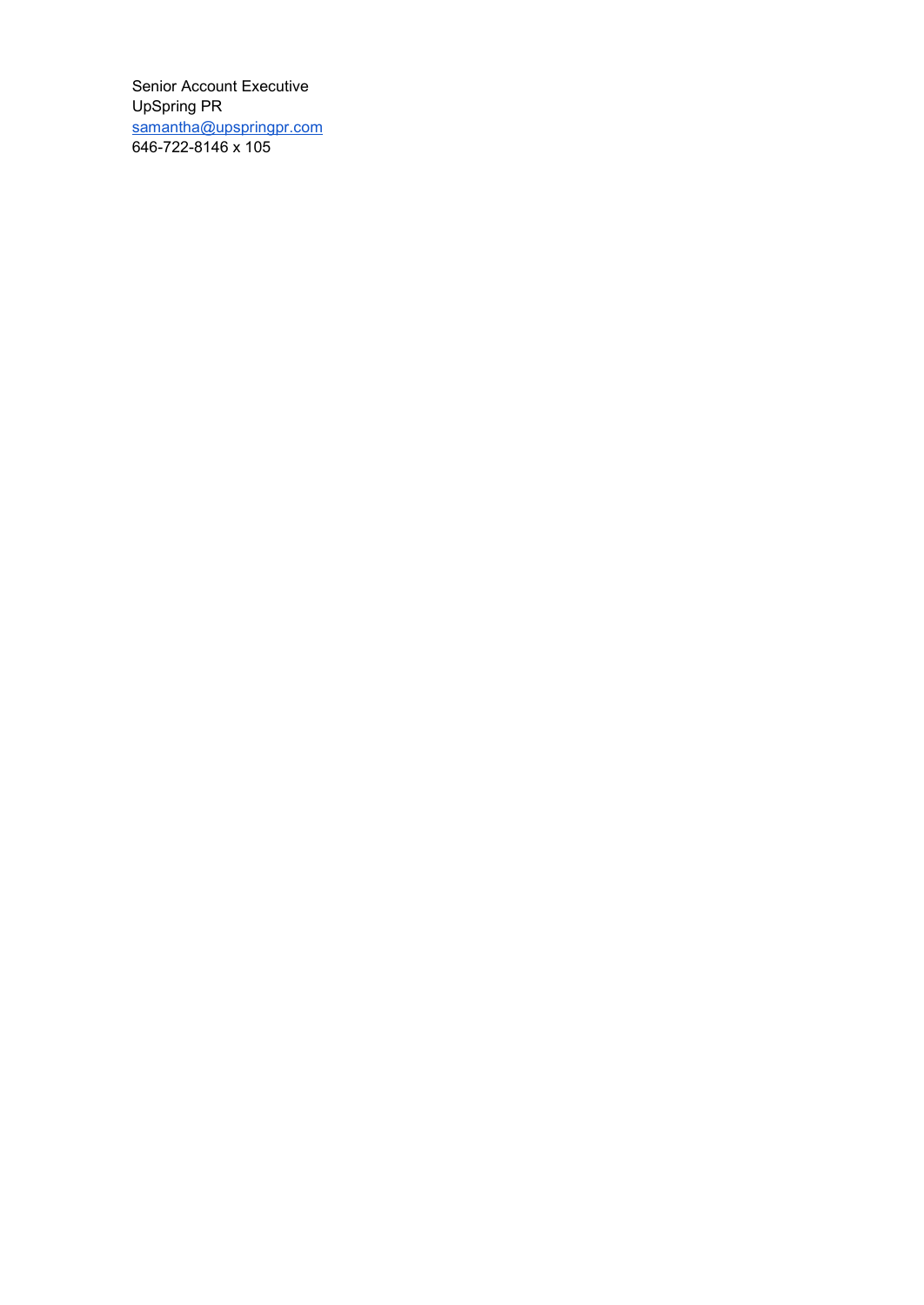Senior Account Executive
UpSpring PR
samantha@upspringpr.com
646-722-8146 x 105